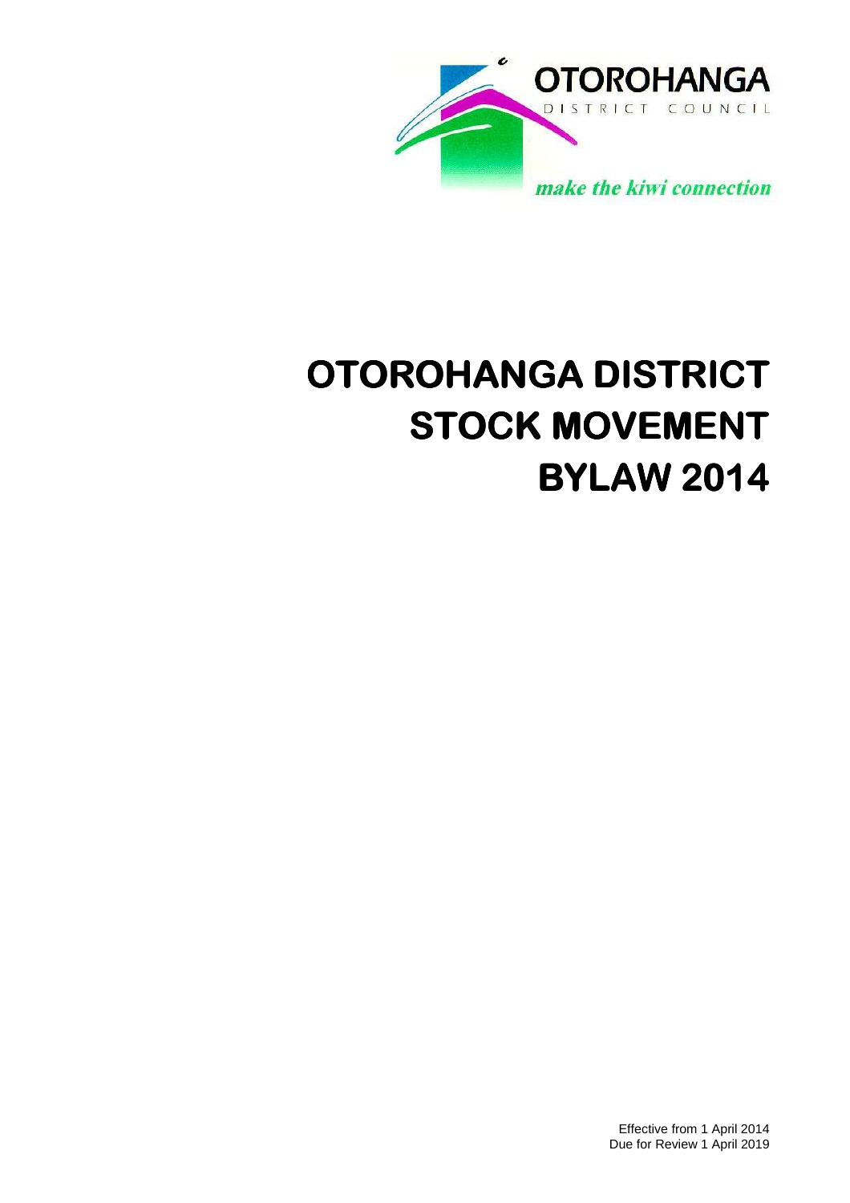OTOROHANGA

DISTRICT COUNCIL

*make the kiwi connection*

# OTOROHANGA DISTRICT STOCK MOVEMENT BYLAW 2014

Effective from 1 April 2014
Due for Review 1 April 2019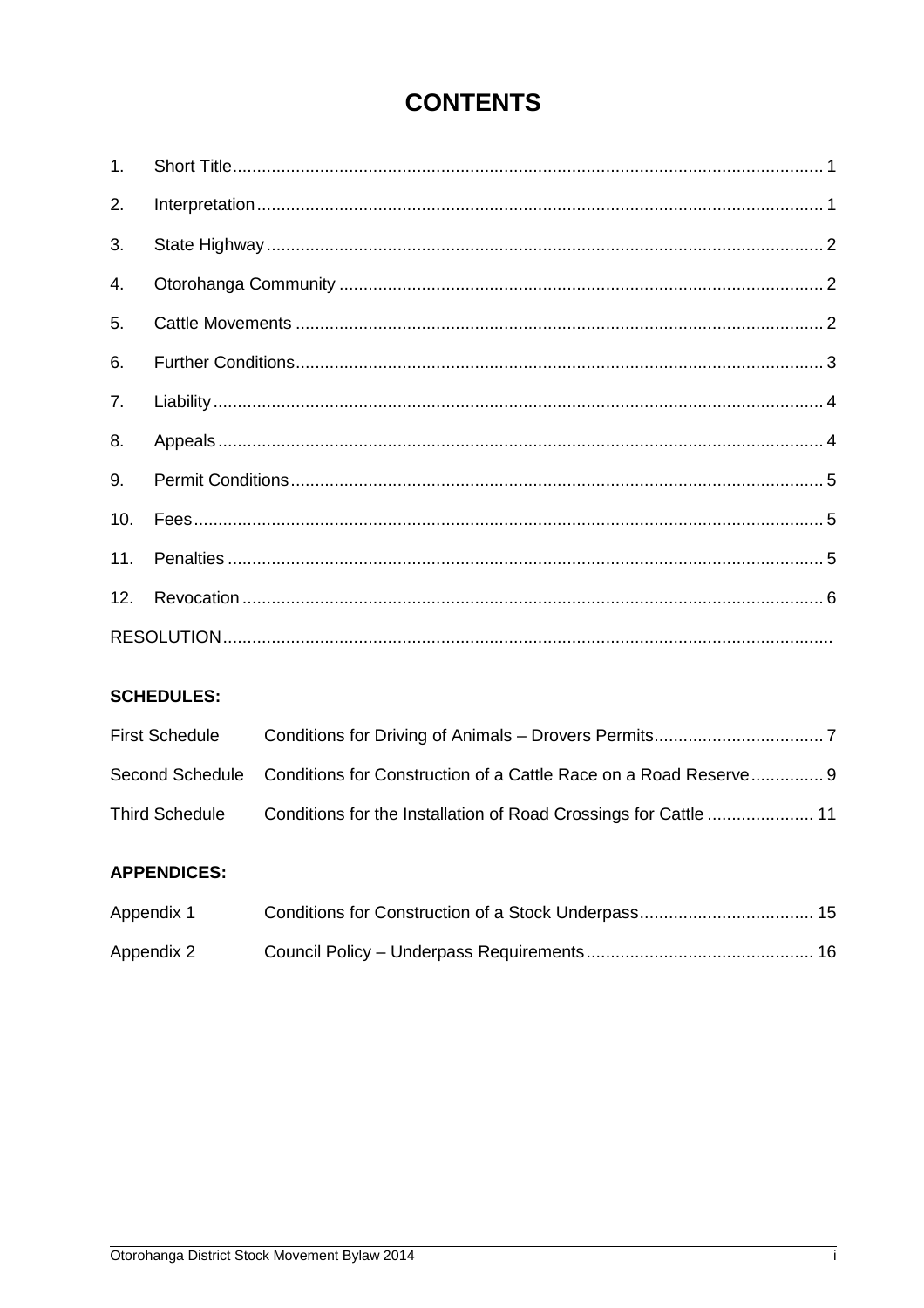# CONTENTS

1. Short Title ........................................................................................................ 1
2. Interpretation .................................................................................................... 1
3. State Highway .................................................................................................. 2
4. Otorohanga Community ................................................................................... 2
5. Cattle Movements ............................................................................................ 2
6. Further Conditions ............................................................................................ 3
7. Liability ............................................................................................................. 4
8. Appeals ............................................................................................................ 4
9. Permit Conditions ............................................................................................. 5
10. Fees ................................................................................................................. 5
11. Penalties .......................................................................................................... 5
12. Revocation ....................................................................................................... 6

RESOLUTION ..........................................................................................................

**SCHEDULES:**

| | | |
|---|---|---|
| First Schedule | Conditions for Driving of Animals – Drovers Permits | 7 |
| Second Schedule | Conditions for Construction of a Cattle Race on a Road Reserve | 9 |
| Third Schedule | Conditions for the Installation of Road Crossings for Cattle | 11 |

**APPENDICES:**

| | | |
|---|---|---|
| Appendix 1 | Conditions for Construction of a Stock Underpass | 15 |
| Appendix 2 | Council Policy – Underpass Requirements | 16 |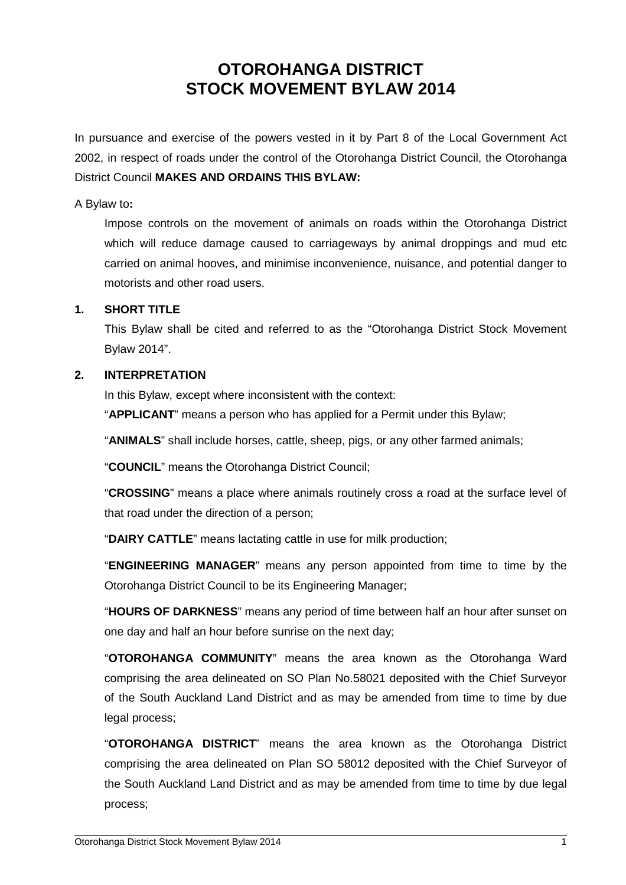# OTOROHANGA DISTRICT STOCK MOVEMENT BYLAW 2014

In pursuance and exercise of the powers vested in it by Part 8 of the Local Government Act 2002, in respect of roads under the control of the Otorohanga District Council, the Otorohanga District Council **MAKES AND ORDAINS THIS BYLAW:**

A Bylaw to**:**

Impose controls on the movement of animals on roads within the Otorohanga District which will reduce damage caused to carriageways by animal droppings and mud etc carried on animal hooves, and minimise inconvenience, nuisance, and potential danger to motorists and other road users.

## 1. SHORT TITLE

This Bylaw shall be cited and referred to as the "Otorohanga District Stock Movement Bylaw 2014".

## 2. INTERPRETATION

In this Bylaw, except where inconsistent with the context:

"**APPLICANT**" means a person who has applied for a Permit under this Bylaw;

"**ANIMALS**" shall include horses, cattle, sheep, pigs, or any other farmed animals;

"**COUNCIL**" means the Otorohanga District Council;

"**CROSSING**" means a place where animals routinely cross a road at the surface level of that road under the direction of a person;

"**DAIRY CATTLE**" means lactating cattle in use for milk production;

"**ENGINEERING MANAGER**" means any person appointed from time to time by the Otorohanga District Council to be its Engineering Manager;

"**HOURS OF DARKNESS**" means any period of time between half an hour after sunset on one day and half an hour before sunrise on the next day;

"**OTOROHANGA COMMUNITY**" means the area known as the Otorohanga Ward comprising the area delineated on SO Plan No.58021 deposited with the Chief Surveyor of the South Auckland Land District and as may be amended from time to time by due legal process;

"**OTOROHANGA DISTRICT**" means the area known as the Otorohanga District comprising the area delineated on Plan SO 58012 deposited with the Chief Surveyor of the South Auckland Land District and as may be amended from time to time by due legal process;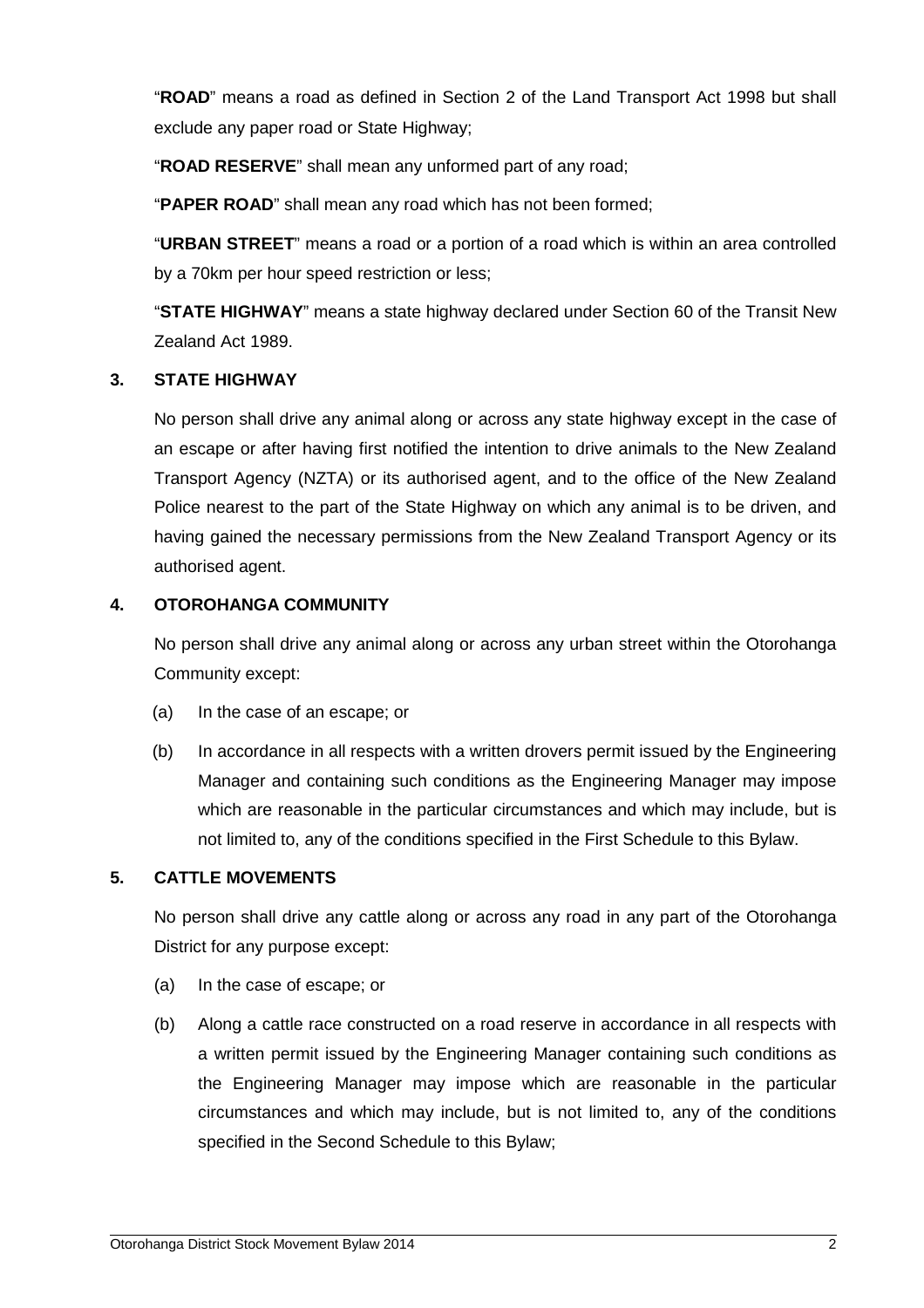"**ROAD**" means a road as defined in Section 2 of the Land Transport Act 1998 but shall exclude any paper road or State Highway;

"**ROAD RESERVE**" shall mean any unformed part of any road;

"**PAPER ROAD**" shall mean any road which has not been formed;

"**URBAN STREET**" means a road or a portion of a road which is within an area controlled by a 70km per hour speed restriction or less;

"**STATE HIGHWAY**" means a state highway declared under Section 60 of the Transit New Zealand Act 1989.

## 3. STATE HIGHWAY

No person shall drive any animal along or across any state highway except in the case of an escape or after having first notified the intention to drive animals to the New Zealand Transport Agency (NZTA) or its authorised agent, and to the office of the New Zealand Police nearest to the part of the State Highway on which any animal is to be driven, and having gained the necessary permissions from the New Zealand Transport Agency or its authorised agent.

## 4. OTOROHANGA COMMUNITY

No person shall drive any animal along or across any urban street within the Otorohanga Community except:

(a) In the case of an escape; or

(b) In accordance in all respects with a written drovers permit issued by the Engineering Manager and containing such conditions as the Engineering Manager may impose which are reasonable in the particular circumstances and which may include, but is not limited to, any of the conditions specified in the First Schedule to this Bylaw.

## 5. CATTLE MOVEMENTS

No person shall drive any cattle along or across any road in any part of the Otorohanga District for any purpose except:

(a) In the case of escape; or

(b) Along a cattle race constructed on a road reserve in accordance in all respects with a written permit issued by the Engineering Manager containing such conditions as the Engineering Manager may impose which are reasonable in the particular circumstances and which may include, but is not limited to, any of the conditions specified in the Second Schedule to this Bylaw;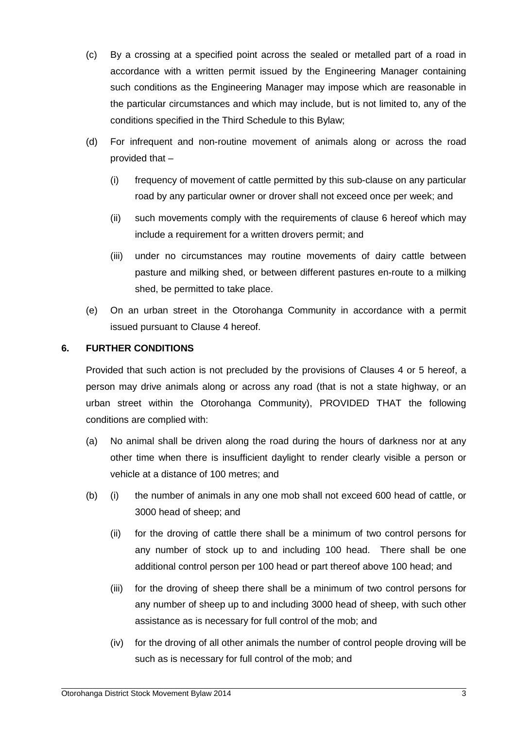(c) By a crossing at a specified point across the sealed or metalled part of a road in accordance with a written permit issued by the Engineering Manager containing such conditions as the Engineering Manager may impose which are reasonable in the particular circumstances and which may include, but is not limited to, any of the conditions specified in the Third Schedule to this Bylaw;

(d) For infrequent and non-routine movement of animals along or across the road provided that –

   (i) frequency of movement of cattle permitted by this sub-clause on any particular road by any particular owner or drover shall not exceed once per week; and

   (ii) such movements comply with the requirements of clause 6 hereof which may include a requirement for a written drovers permit; and

   (iii) under no circumstances may routine movements of dairy cattle between pasture and milking shed, or between different pastures en-route to a milking shed, be permitted to take place.

(e) On an urban street in the Otorohanga Community in accordance with a permit issued pursuant to Clause 4 hereof.

## 6. FURTHER CONDITIONS

Provided that such action is not precluded by the provisions of Clauses 4 or 5 hereof, a person may drive animals along or across any road (that is not a state highway, or an urban street within the Otorohanga Community), PROVIDED THAT the following conditions are complied with:

(a) No animal shall be driven along the road during the hours of darkness nor at any other time when there is insufficient daylight to render clearly visible a person or vehicle at a distance of 100 metres; and

(b) (i) the number of animals in any one mob shall not exceed 600 head of cattle, or 3000 head of sheep; and

   (ii) for the droving of cattle there shall be a minimum of two control persons for any number of stock up to and including 100 head. There shall be one additional control person per 100 head or part thereof above 100 head; and

   (iii) for the droving of sheep there shall be a minimum of two control persons for any number of sheep up to and including 3000 head of sheep, with such other assistance as is necessary for full control of the mob; and

   (iv) for the droving of all other animals the number of control people droving will be such as is necessary for full control of the mob; and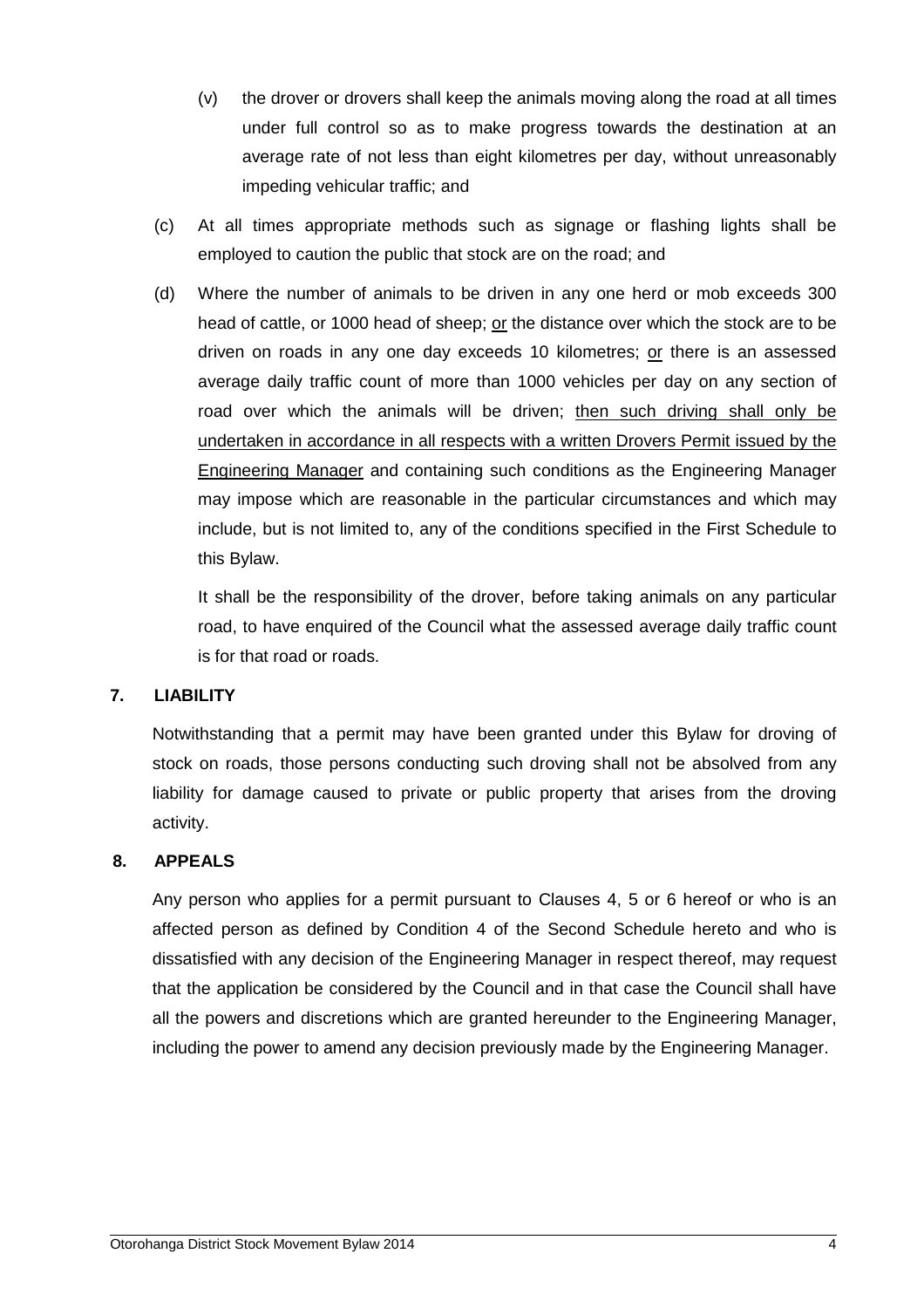(v) the drover or drovers shall keep the animals moving along the road at all times under full control so as to make progress towards the destination at an average rate of not less than eight kilometres per day, without unreasonably impeding vehicular traffic; and

(c) At all times appropriate methods such as signage or flashing lights shall be employed to caution the public that stock are on the road; and

(d) Where the number of animals to be driven in any one herd or mob exceeds 300 head of cattle, or 1000 head of sheep; <u>or</u> the distance over which the stock are to be driven on roads in any one day exceeds 10 kilometres; <u>or</u> there is an assessed average daily traffic count of more than 1000 vehicles per day on any section of road over which the animals will be driven; <u>then such driving shall only be undertaken in accordance in all respects with a written Drovers Permit issued by the Engineering Manager</u> and containing such conditions as the Engineering Manager may impose which are reasonable in the particular circumstances and which may include, but is not limited to, any of the conditions specified in the First Schedule to this Bylaw.

It shall be the responsibility of the drover, before taking animals on any particular road, to have enquired of the Council what the assessed average daily traffic count is for that road or roads.

## 7. LIABILITY

Notwithstanding that a permit may have been granted under this Bylaw for droving of stock on roads, those persons conducting such droving shall not be absolved from any liability for damage caused to private or public property that arises from the droving activity.

## 8. APPEALS

Any person who applies for a permit pursuant to Clauses 4, 5 or 6 hereof or who is an affected person as defined by Condition 4 of the Second Schedule hereto and who is dissatisfied with any decision of the Engineering Manager in respect thereof, may request that the application be considered by the Council and in that case the Council shall have all the powers and discretions which are granted hereunder to the Engineering Manager, including the power to amend any decision previously made by the Engineering Manager.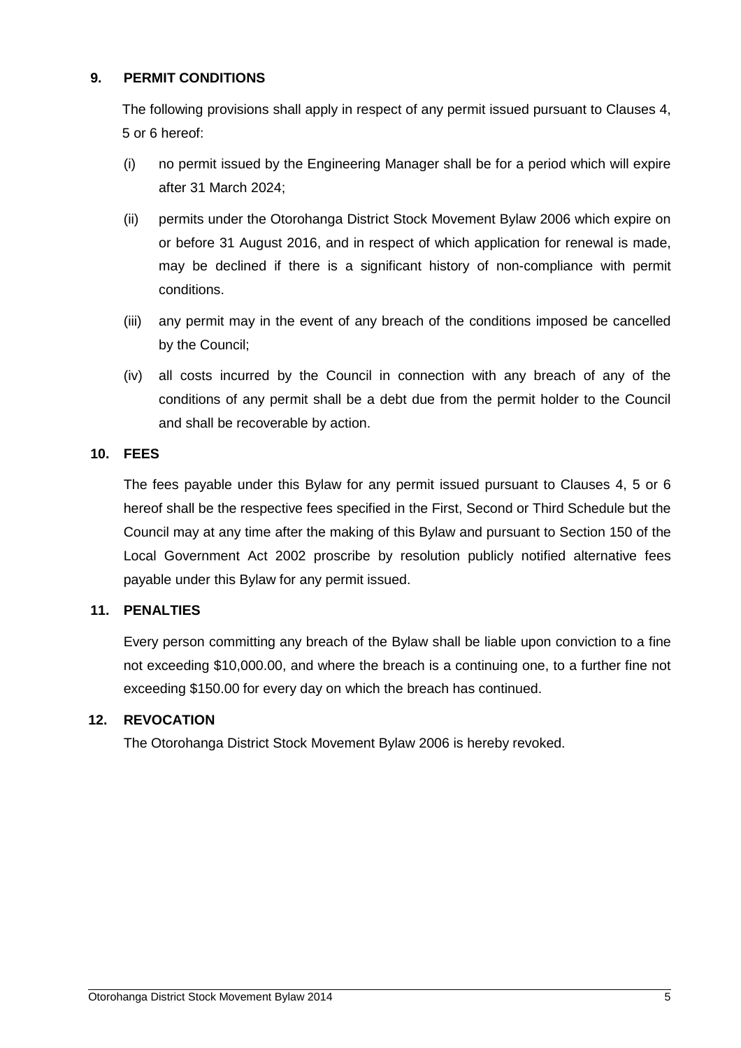## 9. PERMIT CONDITIONS

The following provisions shall apply in respect of any permit issued pursuant to Clauses 4, 5 or 6 hereof:

(i) no permit issued by the Engineering Manager shall be for a period which will expire after 31 March 2024;

(ii) permits under the Otorohanga District Stock Movement Bylaw 2006 which expire on or before 31 August 2016, and in respect of which application for renewal is made, may be declined if there is a significant history of non-compliance with permit conditions.

(iii) any permit may in the event of any breach of the conditions imposed be cancelled by the Council;

(iv) all costs incurred by the Council in connection with any breach of any of the conditions of any permit shall be a debt due from the permit holder to the Council and shall be recoverable by action.

## 10. FEES

The fees payable under this Bylaw for any permit issued pursuant to Clauses 4, 5 or 6 hereof shall be the respective fees specified in the First, Second or Third Schedule but the Council may at any time after the making of this Bylaw and pursuant to Section 150 of the Local Government Act 2002 proscribe by resolution publicly notified alternative fees payable under this Bylaw for any permit issued.

## 11. PENALTIES

Every person committing any breach of the Bylaw shall be liable upon conviction to a fine not exceeding $10,000.00, and where the breach is a continuing one, to a further fine not exceeding $150.00 for every day on which the breach has continued.

## 12. REVOCATION

The Otorohanga District Stock Movement Bylaw 2006 is hereby revoked.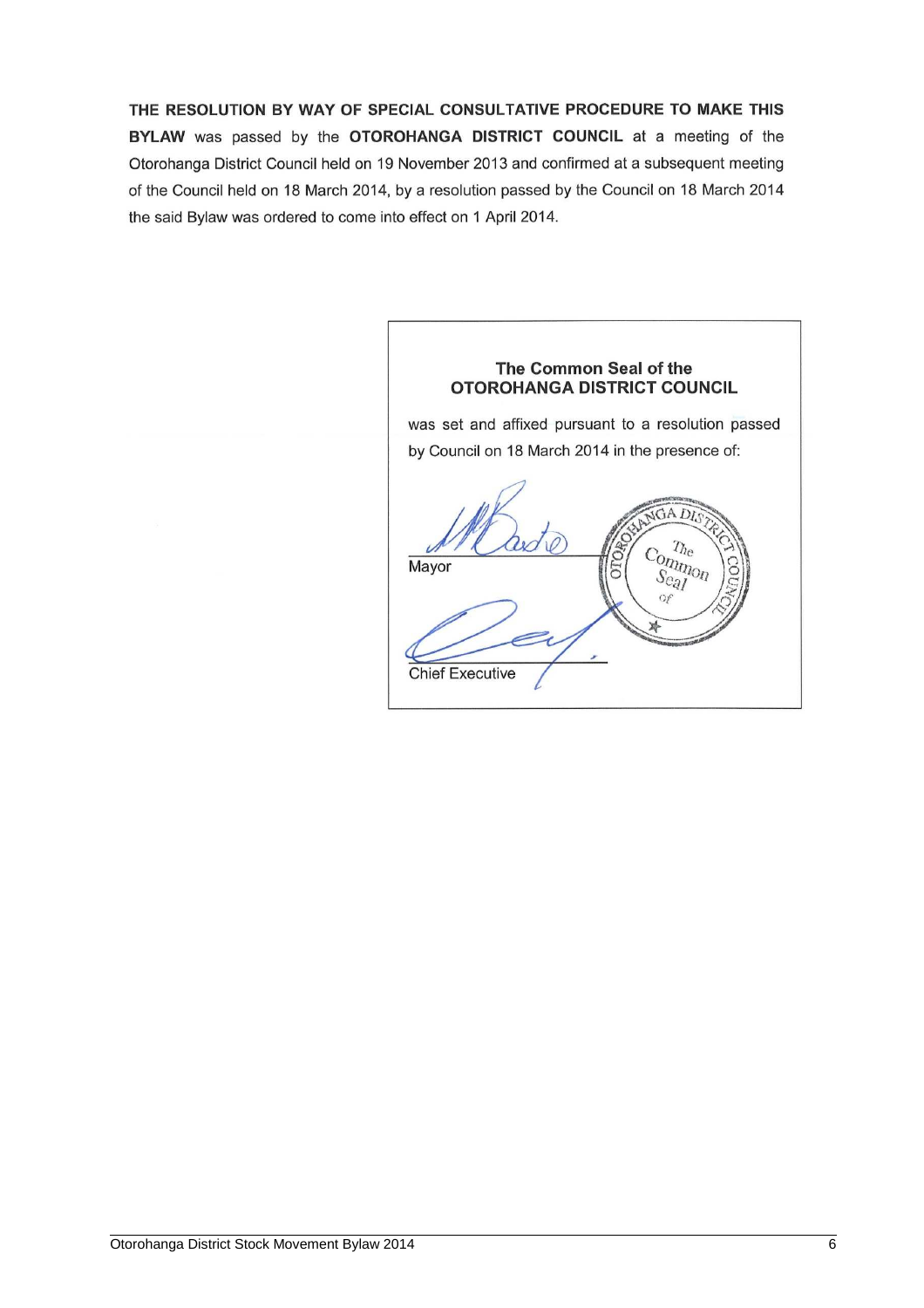**THE RESOLUTION BY WAY OF SPECIAL CONSULTATIVE PROCEDURE TO MAKE THIS BYLAW** was passed by the **OTOROHANGA DISTRICT COUNCIL** at a meeting of the Otorohanga District Council held on 19 November 2013 and confirmed at a subsequent meeting of the Council held on 18 March 2014, by a resolution passed by the Council on 18 March 2014 the said Bylaw was ordered to come into effect on 1 April 2014.

**The Common Seal of the OTOROHANGA DISTRICT COUNCIL**

was set and affixed pursuant to a resolution passed by Council on 18 March 2014 in the presence of:

Mayor

Chief Executive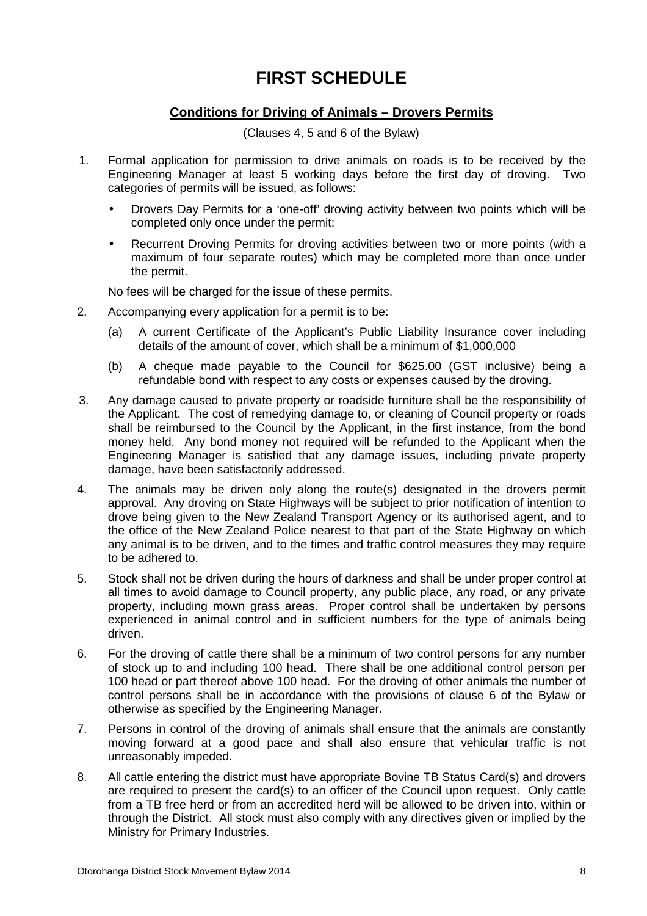# FIRST SCHEDULE

## Conditions for Driving of Animals – Drovers Permits

(Clauses 4, 5 and 6 of the Bylaw)

1. Formal application for permission to drive animals on roads is to be received by the Engineering Manager at least 5 working days before the first day of droving. Two categories of permits will be issued, as follows:

   - Drovers Day Permits for a 'one-off' droving activity between two points which will be completed only once under the permit;
   - Recurrent Droving Permits for droving activities between two or more points (with a maximum of four separate routes) which may be completed more than once under the permit.

   No fees will be charged for the issue of these permits.

2. Accompanying every application for a permit is to be:

   (a) A current Certificate of the Applicant's Public Liability Insurance cover including details of the amount of cover, which shall be a minimum of $1,000,000

   (b) A cheque made payable to the Council for $625.00 (GST inclusive) being a refundable bond with respect to any costs or expenses caused by the droving.

3. Any damage caused to private property or roadside furniture shall be the responsibility of the Applicant. The cost of remedying damage to, or cleaning of Council property or roads shall be reimbursed to the Council by the Applicant, in the first instance, from the bond money held. Any bond money not required will be refunded to the Applicant when the Engineering Manager is satisfied that any damage issues, including private property damage, have been satisfactorily addressed.

4. The animals may be driven only along the route(s) designated in the drovers permit approval. Any droving on State Highways will be subject to prior notification of intention to drove being given to the New Zealand Transport Agency or its authorised agent, and to the office of the New Zealand Police nearest to that part of the State Highway on which any animal is to be driven, and to the times and traffic control measures they may require to be adhered to.

5. Stock shall not be driven during the hours of darkness and shall be under proper control at all times to avoid damage to Council property, any public place, any road, or any private property, including mown grass areas. Proper control shall be undertaken by persons experienced in animal control and in sufficient numbers for the type of animals being driven.

6. For the droving of cattle there shall be a minimum of two control persons for any number of stock up to and including 100 head. There shall be one additional control person per 100 head or part thereof above 100 head. For the droving of other animals the number of control persons shall be in accordance with the provisions of clause 6 of the Bylaw or otherwise as specified by the Engineering Manager.

7. Persons in control of the droving of animals shall ensure that the animals are constantly moving forward at a good pace and shall also ensure that vehicular traffic is not unreasonably impeded.

8. All cattle entering the district must have appropriate Bovine TB Status Card(s) and drovers are required to present the card(s) to an officer of the Council upon request. Only cattle from a TB free herd or from an accredited herd will be allowed to be driven into, within or through the District. All stock must also comply with any directives given or implied by the Ministry for Primary Industries.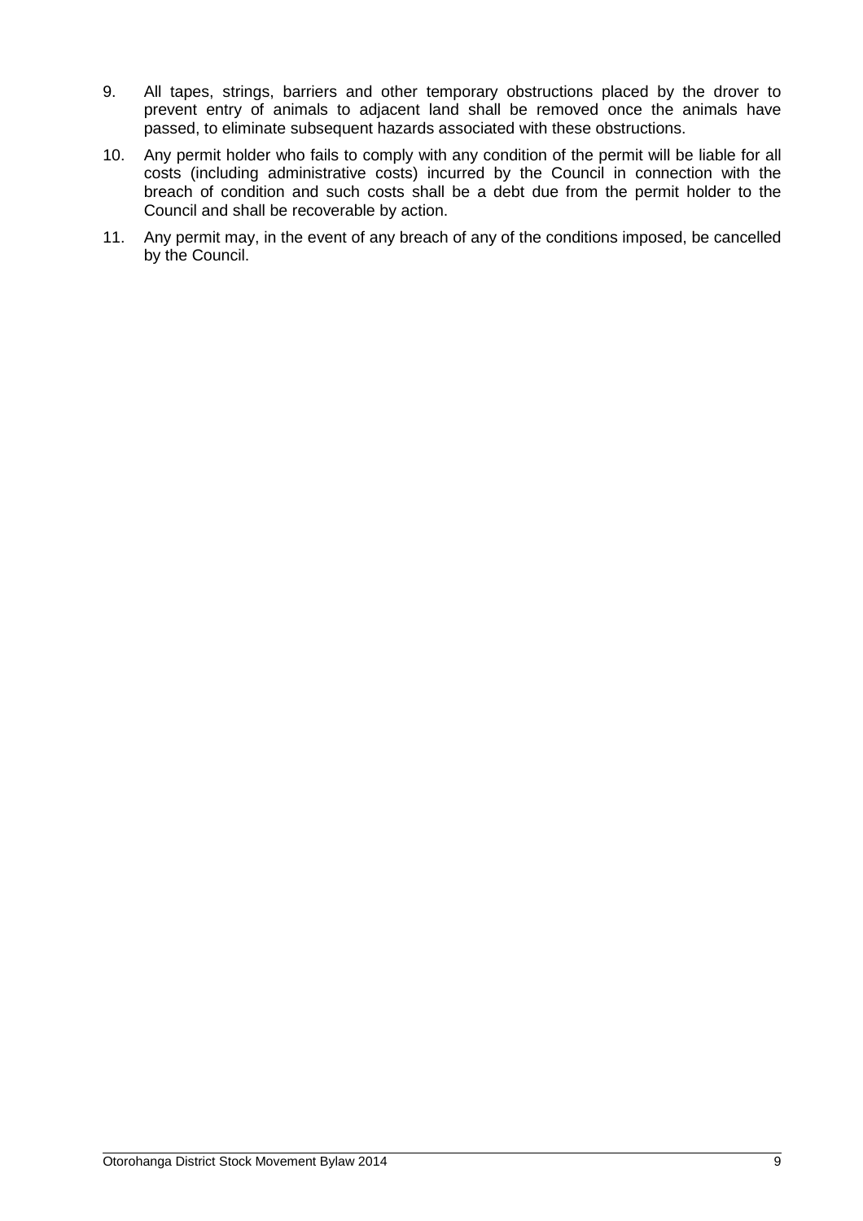9. All tapes, strings, barriers and other temporary obstructions placed by the drover to prevent entry of animals to adjacent land shall be removed once the animals have passed, to eliminate subsequent hazards associated with these obstructions.

10. Any permit holder who fails to comply with any condition of the permit will be liable for all costs (including administrative costs) incurred by the Council in connection with the breach of condition and such costs shall be a debt due from the permit holder to the Council and shall be recoverable by action.

11. Any permit may, in the event of any breach of any of the conditions imposed, be cancelled by the Council.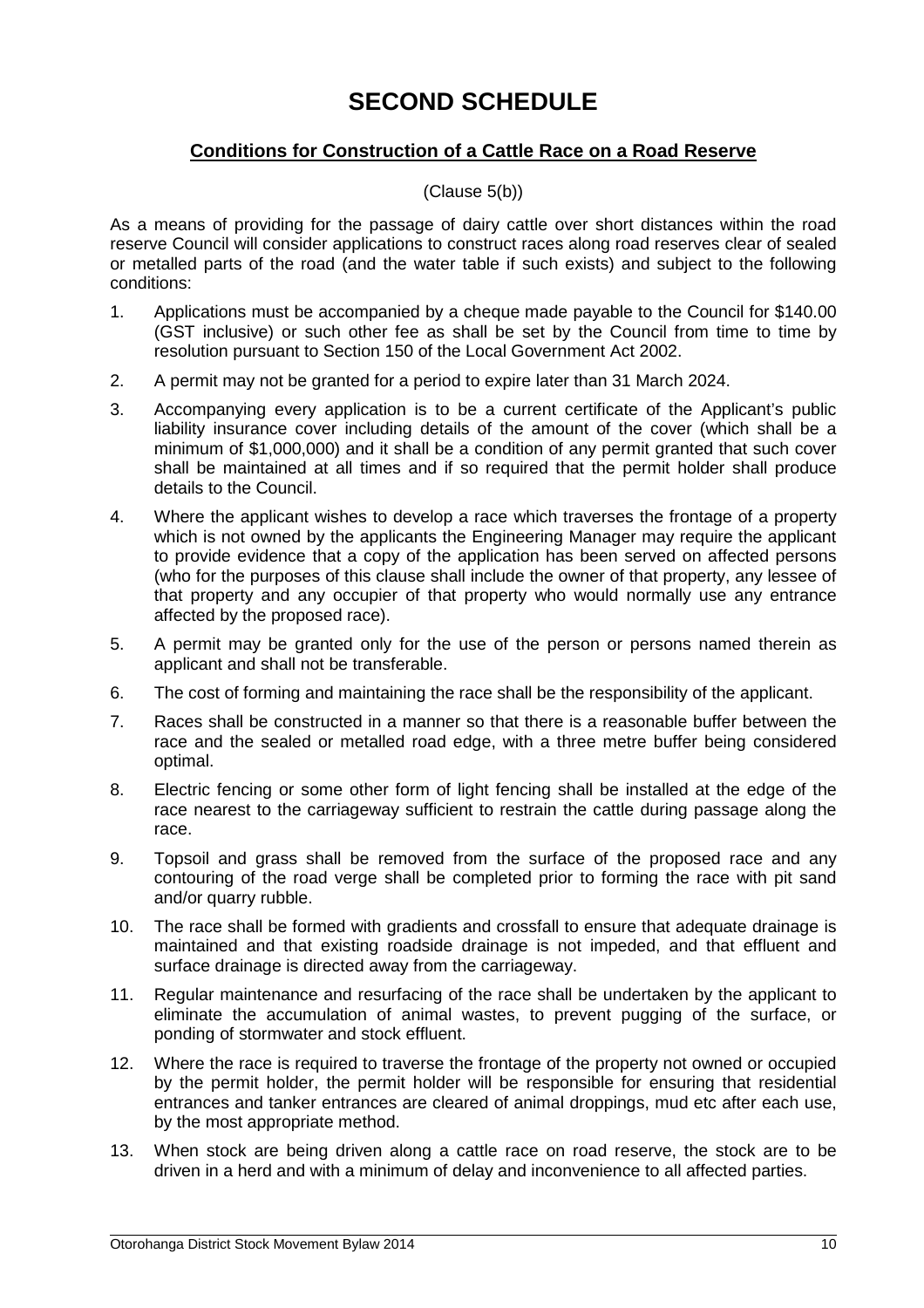# SECOND SCHEDULE

## Conditions for Construction of a Cattle Race on a Road Reserve

(Clause 5(b))

As a means of providing for the passage of dairy cattle over short distances within the road reserve Council will consider applications to construct races along road reserves clear of sealed or metalled parts of the road (and the water table if such exists) and subject to the following conditions:

1. Applications must be accompanied by a cheque made payable to the Council for $140.00 (GST inclusive) or such other fee as shall be set by the Council from time to time by resolution pursuant to Section 150 of the Local Government Act 2002.
2. A permit may not be granted for a period to expire later than 31 March 2024.
3. Accompanying every application is to be a current certificate of the Applicant's public liability insurance cover including details of the amount of the cover (which shall be a minimum of $1,000,000) and it shall be a condition of any permit granted that such cover shall be maintained at all times and if so required that the permit holder shall produce details to the Council.
4. Where the applicant wishes to develop a race which traverses the frontage of a property which is not owned by the applicants the Engineering Manager may require the applicant to provide evidence that a copy of the application has been served on affected persons (who for the purposes of this clause shall include the owner of that property, any lessee of that property and any occupier of that property who would normally use any entrance affected by the proposed race).
5. A permit may be granted only for the use of the person or persons named therein as applicant and shall not be transferable.
6. The cost of forming and maintaining the race shall be the responsibility of the applicant.
7. Races shall be constructed in a manner so that there is a reasonable buffer between the race and the sealed or metalled road edge, with a three metre buffer being considered optimal.
8. Electric fencing or some other form of light fencing shall be installed at the edge of the race nearest to the carriageway sufficient to restrain the cattle during passage along the race.
9. Topsoil and grass shall be removed from the surface of the proposed race and any contouring of the road verge shall be completed prior to forming the race with pit sand and/or quarry rubble.
10. The race shall be formed with gradients and crossfall to ensure that adequate drainage is maintained and that existing roadside drainage is not impeded, and that effluent and surface drainage is directed away from the carriageway.
11. Regular maintenance and resurfacing of the race shall be undertaken by the applicant to eliminate the accumulation of animal wastes, to prevent pugging of the surface, or ponding of stormwater and stock effluent.
12. Where the race is required to traverse the frontage of the property not owned or occupied by the permit holder, the permit holder will be responsible for ensuring that residential entrances and tanker entrances are cleared of animal droppings, mud etc after each use, by the most appropriate method.
13. When stock are being driven along a cattle race on road reserve, the stock are to be driven in a herd and with a minimum of delay and inconvenience to all affected parties.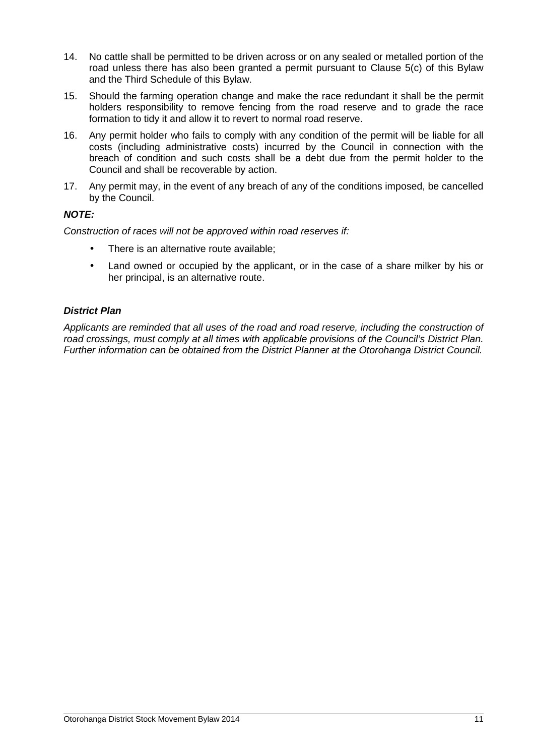14. No cattle shall be permitted to be driven across or on any sealed or metalled portion of the road unless there has also been granted a permit pursuant to Clause 5(c) of this Bylaw and the Third Schedule of this Bylaw.
15. Should the farming operation change and make the race redundant it shall be the permit holders responsibility to remove fencing from the road reserve and to grade the race formation to tidy it and allow it to revert to normal road reserve.
16. Any permit holder who fails to comply with any condition of the permit will be liable for all costs (including administrative costs) incurred by the Council in connection with the breach of condition and such costs shall be a debt due from the permit holder to the Council and shall be recoverable by action.
17. Any permit may, in the event of any breach of any of the conditions imposed, be cancelled by the Council.

***NOTE:***

*Construction of races will not be approved within road reserves if:*

- There is an alternative route available;
- Land owned or occupied by the applicant, or in the case of a share milker by his or her principal, is an alternative route.

***District Plan***

*Applicants are reminded that all uses of the road and road reserve, including the construction of road crossings, must comply at all times with applicable provisions of the Council's District Plan. Further information can be obtained from the District Planner at the Otorohanga District Council.*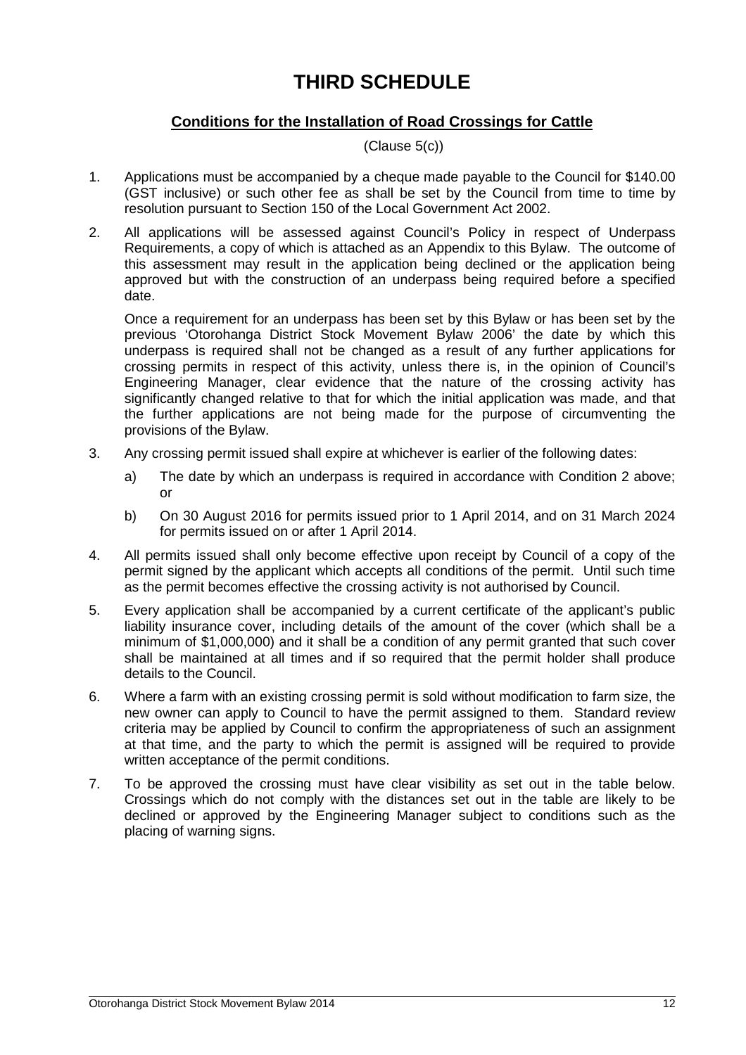# THIRD SCHEDULE

## Conditions for the Installation of Road Crossings for Cattle

(Clause 5(c))

1. Applications must be accompanied by a cheque made payable to the Council for $140.00 (GST inclusive) or such other fee as shall be set by the Council from time to time by resolution pursuant to Section 150 of the Local Government Act 2002.

2. All applications will be assessed against Council's Policy in respect of Underpass Requirements, a copy of which is attached as an Appendix to this Bylaw. The outcome of this assessment may result in the application being declined or the application being approved but with the construction of an underpass being required before a specified date.

   Once a requirement for an underpass has been set by this Bylaw or has been set by the previous 'Otorohanga District Stock Movement Bylaw 2006' the date by which this underpass is required shall not be changed as a result of any further applications for crossing permits in respect of this activity, unless there is, in the opinion of Council's Engineering Manager, clear evidence that the nature of the crossing activity has significantly changed relative to that for which the initial application was made, and that the further applications are not being made for the purpose of circumventing the provisions of the Bylaw.

3. Any crossing permit issued shall expire at whichever is earlier of the following dates:

   a) The date by which an underpass is required in accordance with Condition 2 above; or

   b) On 30 August 2016 for permits issued prior to 1 April 2014, and on 31 March 2024 for permits issued on or after 1 April 2014.

4. All permits issued shall only become effective upon receipt by Council of a copy of the permit signed by the applicant which accepts all conditions of the permit. Until such time as the permit becomes effective the crossing activity is not authorised by Council.

5. Every application shall be accompanied by a current certificate of the applicant's public liability insurance cover, including details of the amount of the cover (which shall be a minimum of $1,000,000) and it shall be a condition of any permit granted that such cover shall be maintained at all times and if so required that the permit holder shall produce details to the Council.

6. Where a farm with an existing crossing permit is sold without modification to farm size, the new owner can apply to Council to have the permit assigned to them. Standard review criteria may be applied by Council to confirm the appropriateness of such an assignment at that time, and the party to which the permit is assigned will be required to provide written acceptance of the permit conditions.

7. To be approved the crossing must have clear visibility as set out in the table below. Crossings which do not comply with the distances set out in the table are likely to be declined or approved by the Engineering Manager subject to conditions such as the placing of warning signs.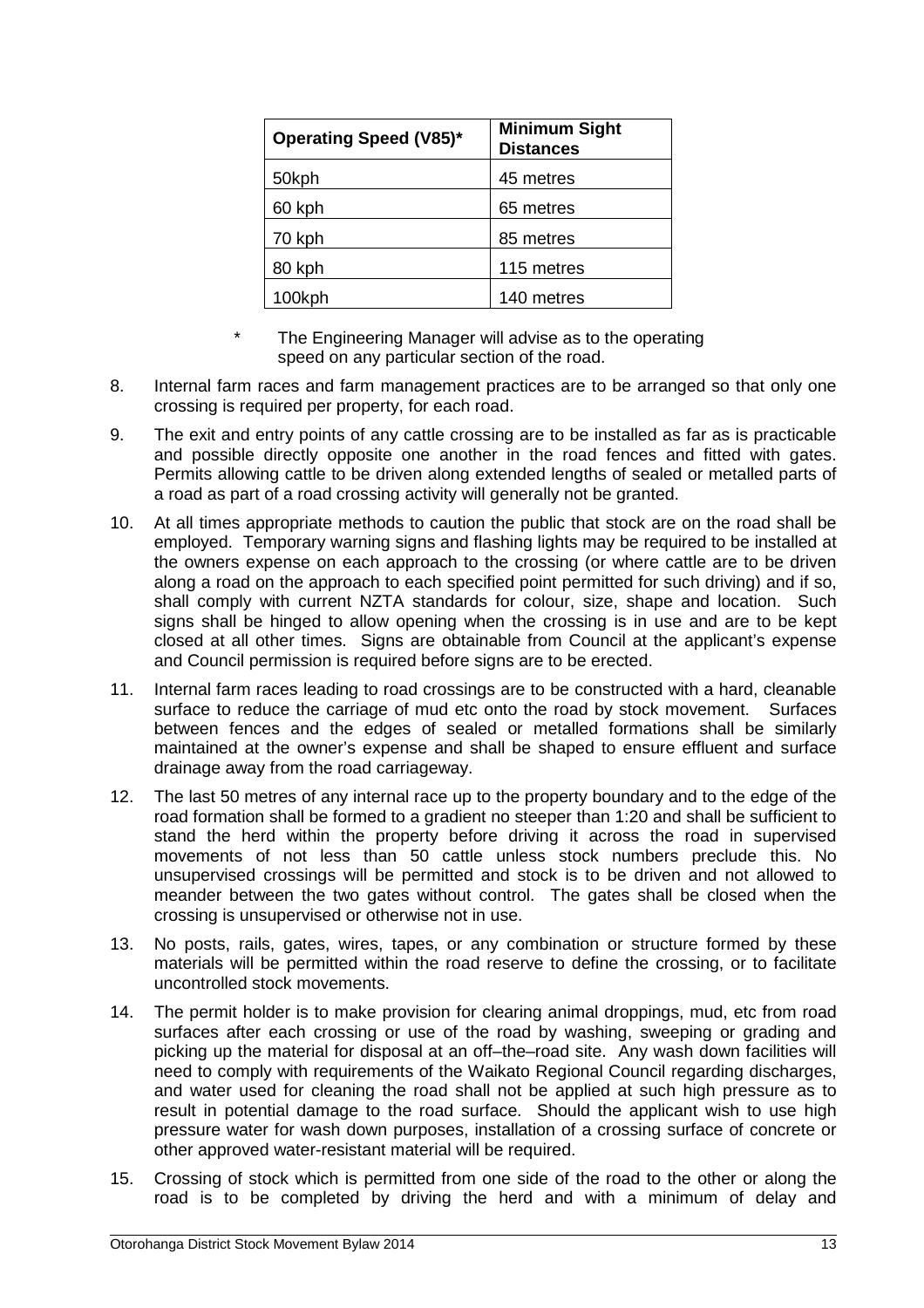| Operating Speed (V85)* | Minimum Sight Distances |
|---|---|
| 50kph | 45 metres |
| 60 kph | 65 metres |
| 70 kph | 85 metres |
| 80 kph | 115 metres |
| 100kph | 140 metres |

\* The Engineering Manager will advise as to the operating speed on any particular section of the road.

8. Internal farm races and farm management practices are to be arranged so that only one crossing is required per property, for each road.

9. The exit and entry points of any cattle crossing are to be installed as far as is practicable and possible directly opposite one another in the road fences and fitted with gates. Permits allowing cattle to be driven along extended lengths of sealed or metalled parts of a road as part of a road crossing activity will generally not be granted.

10. At all times appropriate methods to caution the public that stock are on the road shall be employed. Temporary warning signs and flashing lights may be required to be installed at the owners expense on each approach to the crossing (or where cattle are to be driven along a road on the approach to each specified point permitted for such driving) and if so, shall comply with current NZTA standards for colour, size, shape and location. Such signs shall be hinged to allow opening when the crossing is in use and are to be kept closed at all other times. Signs are obtainable from Council at the applicant's expense and Council permission is required before signs are to be erected.

11. Internal farm races leading to road crossings are to be constructed with a hard, cleanable surface to reduce the carriage of mud etc onto the road by stock movement. Surfaces between fences and the edges of sealed or metalled formations shall be similarly maintained at the owner's expense and shall be shaped to ensure effluent and surface drainage away from the road carriageway.

12. The last 50 metres of any internal race up to the property boundary and to the edge of the road formation shall be formed to a gradient no steeper than 1:20 and shall be sufficient to stand the herd within the property before driving it across the road in supervised movements of not less than 50 cattle unless stock numbers preclude this. No unsupervised crossings will be permitted and stock is to be driven and not allowed to meander between the two gates without control. The gates shall be closed when the crossing is unsupervised or otherwise not in use.

13. No posts, rails, gates, wires, tapes, or any combination or structure formed by these materials will be permitted within the road reserve to define the crossing, or to facilitate uncontrolled stock movements.

14. The permit holder is to make provision for clearing animal droppings, mud, etc from road surfaces after each crossing or use of the road by washing, sweeping or grading and picking up the material for disposal at an off–the–road site. Any wash down facilities will need to comply with requirements of the Waikato Regional Council regarding discharges, and water used for cleaning the road shall not be applied at such high pressure as to result in potential damage to the road surface. Should the applicant wish to use high pressure water for wash down purposes, installation of a crossing surface of concrete or other approved water-resistant material will be required.

15. Crossing of stock which is permitted from one side of the road to the other or along the road is to be completed by driving the herd and with a minimum of delay and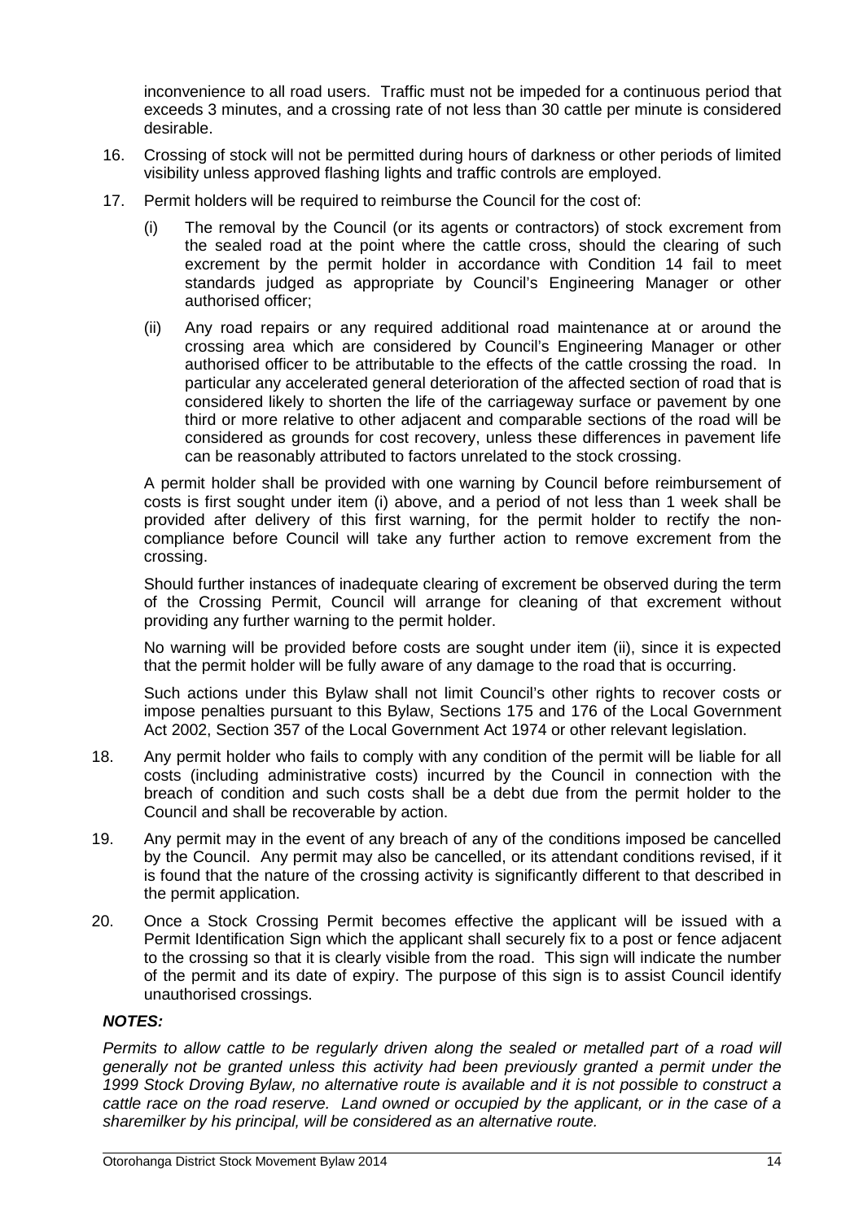inconvenience to all road users. Traffic must not be impeded for a continuous period that exceeds 3 minutes, and a crossing rate of not less than 30 cattle per minute is considered desirable.

16. Crossing of stock will not be permitted during hours of darkness or other periods of limited visibility unless approved flashing lights and traffic controls are employed.

17. Permit holders will be required to reimburse the Council for the cost of:

    (i) The removal by the Council (or its agents or contractors) of stock excrement from the sealed road at the point where the cattle cross, should the clearing of such excrement by the permit holder in accordance with Condition 14 fail to meet standards judged as appropriate by Council's Engineering Manager or other authorised officer;

    (ii) Any road repairs or any required additional road maintenance at or around the crossing area which are considered by Council's Engineering Manager or other authorised officer to be attributable to the effects of the cattle crossing the road. In particular any accelerated general deterioration of the affected section of road that is considered likely to shorten the life of the carriageway surface or pavement by one third or more relative to other adjacent and comparable sections of the road will be considered as grounds for cost recovery, unless these differences in pavement life can be reasonably attributed to factors unrelated to the stock crossing.

    A permit holder shall be provided with one warning by Council before reimbursement of costs is first sought under item (i) above, and a period of not less than 1 week shall be provided after delivery of this first warning, for the permit holder to rectify the non-compliance before Council will take any further action to remove excrement from the crossing.

    Should further instances of inadequate clearing of excrement be observed during the term of the Crossing Permit, Council will arrange for cleaning of that excrement without providing any further warning to the permit holder.

    No warning will be provided before costs are sought under item (ii), since it is expected that the permit holder will be fully aware of any damage to the road that is occurring.

    Such actions under this Bylaw shall not limit Council's other rights to recover costs or impose penalties pursuant to this Bylaw, Sections 175 and 176 of the Local Government Act 2002, Section 357 of the Local Government Act 1974 or other relevant legislation.

18. Any permit holder who fails to comply with any condition of the permit will be liable for all costs (including administrative costs) incurred by the Council in connection with the breach of condition and such costs shall be a debt due from the permit holder to the Council and shall be recoverable by action.

19. Any permit may in the event of any breach of any of the conditions imposed be cancelled by the Council. Any permit may also be cancelled, or its attendant conditions revised, if it is found that the nature of the crossing activity is significantly different to that described in the permit application.

20. Once a Stock Crossing Permit becomes effective the applicant will be issued with a Permit Identification Sign which the applicant shall securely fix to a post or fence adjacent to the crossing so that it is clearly visible from the road. This sign will indicate the number of the permit and its date of expiry. The purpose of this sign is to assist Council identify unauthorised crossings.

***NOTES:***

*Permits to allow cattle to be regularly driven along the sealed or metalled part of a road will generally not be granted unless this activity had been previously granted a permit under the 1999 Stock Droving Bylaw, no alternative route is available and it is not possible to construct a cattle race on the road reserve. Land owned or occupied by the applicant, or in the case of a sharemilker by his principal, will be considered as an alternative route.*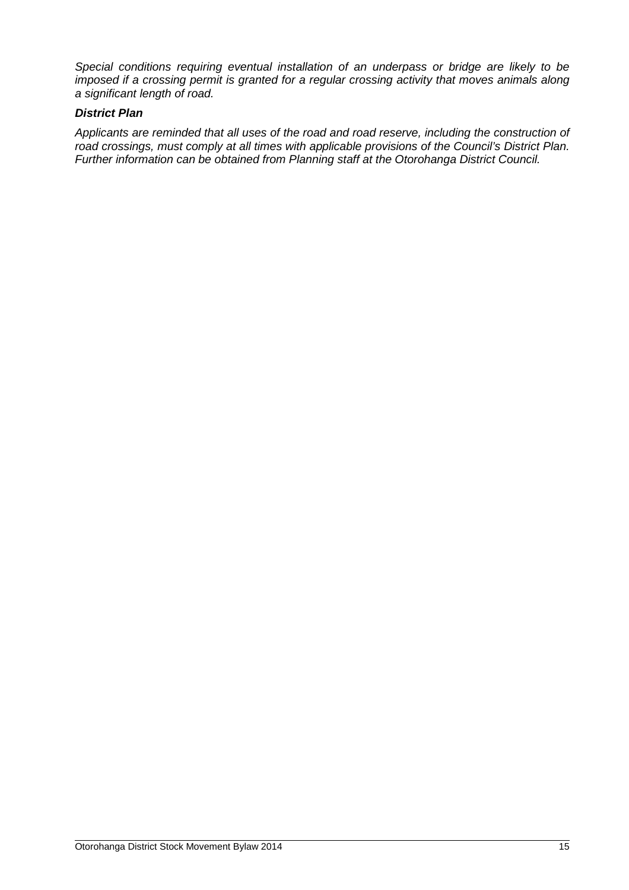*Special conditions requiring eventual installation of an underpass or bridge are likely to be imposed if a crossing permit is granted for a regular crossing activity that moves animals along a significant length of road.*

***District Plan***

*Applicants are reminded that all uses of the road and road reserve, including the construction of road crossings, must comply at all times with applicable provisions of the Council's District Plan. Further information can be obtained from Planning staff at the Otorohanga District Council.*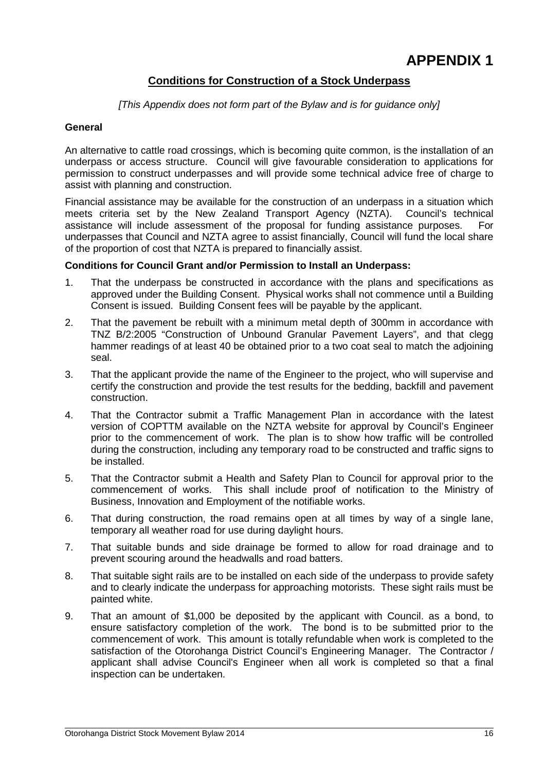# APPENDIX 1

## Conditions for Construction of a Stock Underpass

*[This Appendix does not form part of the Bylaw and is for guidance only]*

**General**

An alternative to cattle road crossings, which is becoming quite common, is the installation of an underpass or access structure. Council will give favourable consideration to applications for permission to construct underpasses and will provide some technical advice free of charge to assist with planning and construction.

Financial assistance may be available for the construction of an underpass in a situation which meets criteria set by the New Zealand Transport Agency (NZTA). Council's technical assistance will include assessment of the proposal for funding assistance purposes. For underpasses that Council and NZTA agree to assist financially, Council will fund the local share of the proportion of cost that NZTA is prepared to financially assist.

**Conditions for Council Grant and/or Permission to Install an Underpass:**

1. That the underpass be constructed in accordance with the plans and specifications as approved under the Building Consent. Physical works shall not commence until a Building Consent is issued. Building Consent fees will be payable by the applicant.
2. That the pavement be rebuilt with a minimum metal depth of 300mm in accordance with TNZ B/2:2005 "Construction of Unbound Granular Pavement Layers", and that clegg hammer readings of at least 40 be obtained prior to a two coat seal to match the adjoining seal.
3. That the applicant provide the name of the Engineer to the project, who will supervise and certify the construction and provide the test results for the bedding, backfill and pavement construction.
4. That the Contractor submit a Traffic Management Plan in accordance with the latest version of COPTTM available on the NZTA website for approval by Council's Engineer prior to the commencement of work. The plan is to show how traffic will be controlled during the construction, including any temporary road to be constructed and traffic signs to be installed.
5. That the Contractor submit a Health and Safety Plan to Council for approval prior to the commencement of works. This shall include proof of notification to the Ministry of Business, Innovation and Employment of the notifiable works.
6. That during construction, the road remains open at all times by way of a single lane, temporary all weather road for use during daylight hours.
7. That suitable bunds and side drainage be formed to allow for road drainage and to prevent scouring around the headwalls and road batters.
8. That suitable sight rails are to be installed on each side of the underpass to provide safety and to clearly indicate the underpass for approaching motorists. These sight rails must be painted white.
9. That an amount of $1,000 be deposited by the applicant with Council. as a bond, to ensure satisfactory completion of the work. The bond is to be submitted prior to the commencement of work. This amount is totally refundable when work is completed to the satisfaction of the Otorohanga District Council's Engineering Manager. The Contractor / applicant shall advise Council's Engineer when all work is completed so that a final inspection can be undertaken.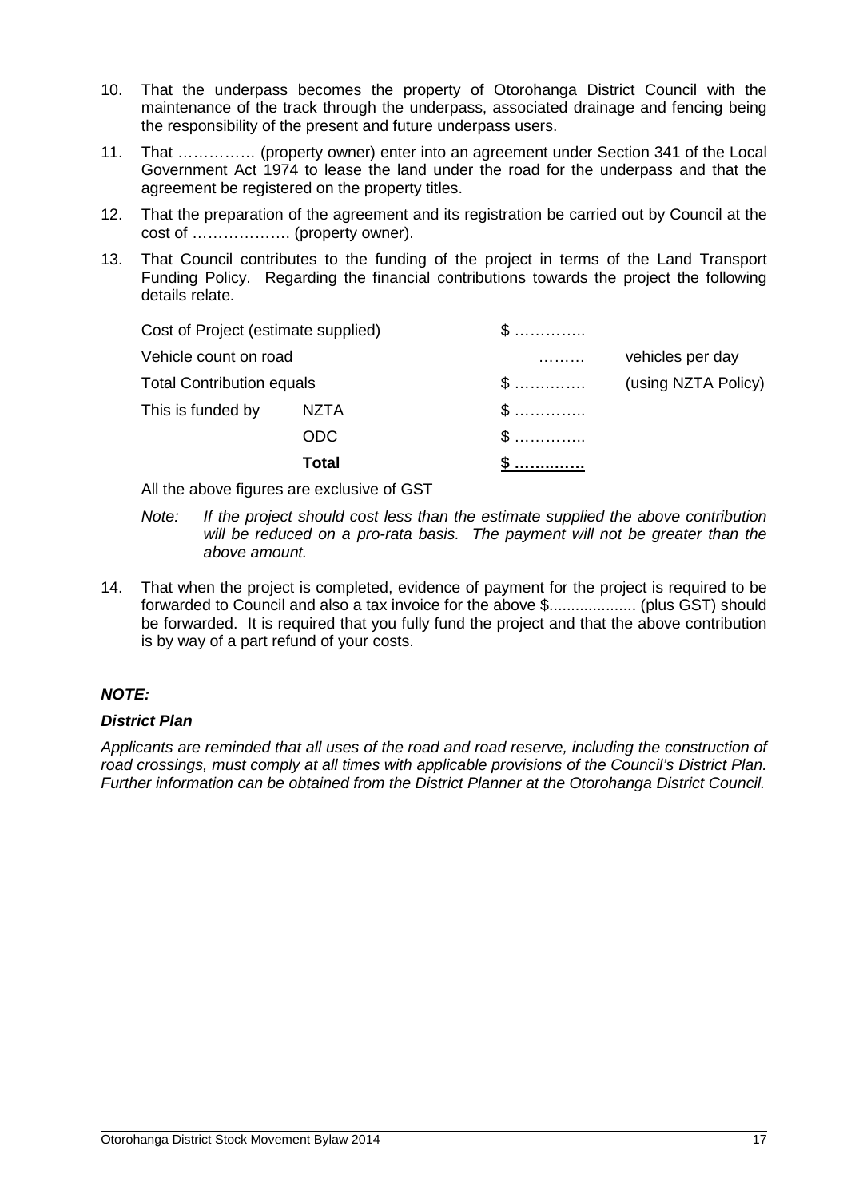10. That the underpass becomes the property of Otorohanga District Council with the maintenance of the track through the underpass, associated drainage and fencing being the responsibility of the present and future underpass users.

11. That …………… (property owner) enter into an agreement under Section 341 of the Local Government Act 1974 to lease the land under the road for the underpass and that the agreement be registered on the property titles.

12. That the preparation of the agreement and its registration be carried out by Council at the cost of ………………. (property owner).

13. That Council contributes to the funding of the project in terms of the Land Transport Funding Policy. Regarding the financial contributions towards the project the following details relate.

| | | | |
|---|---|---|---|
| Cost of Project (estimate supplied) | | $ ………….. | |
| Vehicle count on road | | ……… | vehicles per day |
| Total Contribution equals | | $ ………… | (using NZTA Policy) |
| This is funded by | NZTA | $ ………….. | |
| | ODC | $ ………….. | |
| | **Total** | **$ …………** | |

All the above figures are exclusive of GST

*Note: If the project should cost less than the estimate supplied the above contribution will be reduced on a pro-rata basis. The payment will not be greater than the above amount.*

14. That when the project is completed, evidence of payment for the project is required to be forwarded to Council and also a tax invoice for the above $.................... (plus GST) should be forwarded. It is required that you fully fund the project and that the above contribution is by way of a part refund of your costs.

***NOTE:***

***District Plan***

*Applicants are reminded that all uses of the road and road reserve, including the construction of road crossings, must comply at all times with applicable provisions of the Council's District Plan. Further information can be obtained from the District Planner at the Otorohanga District Council.*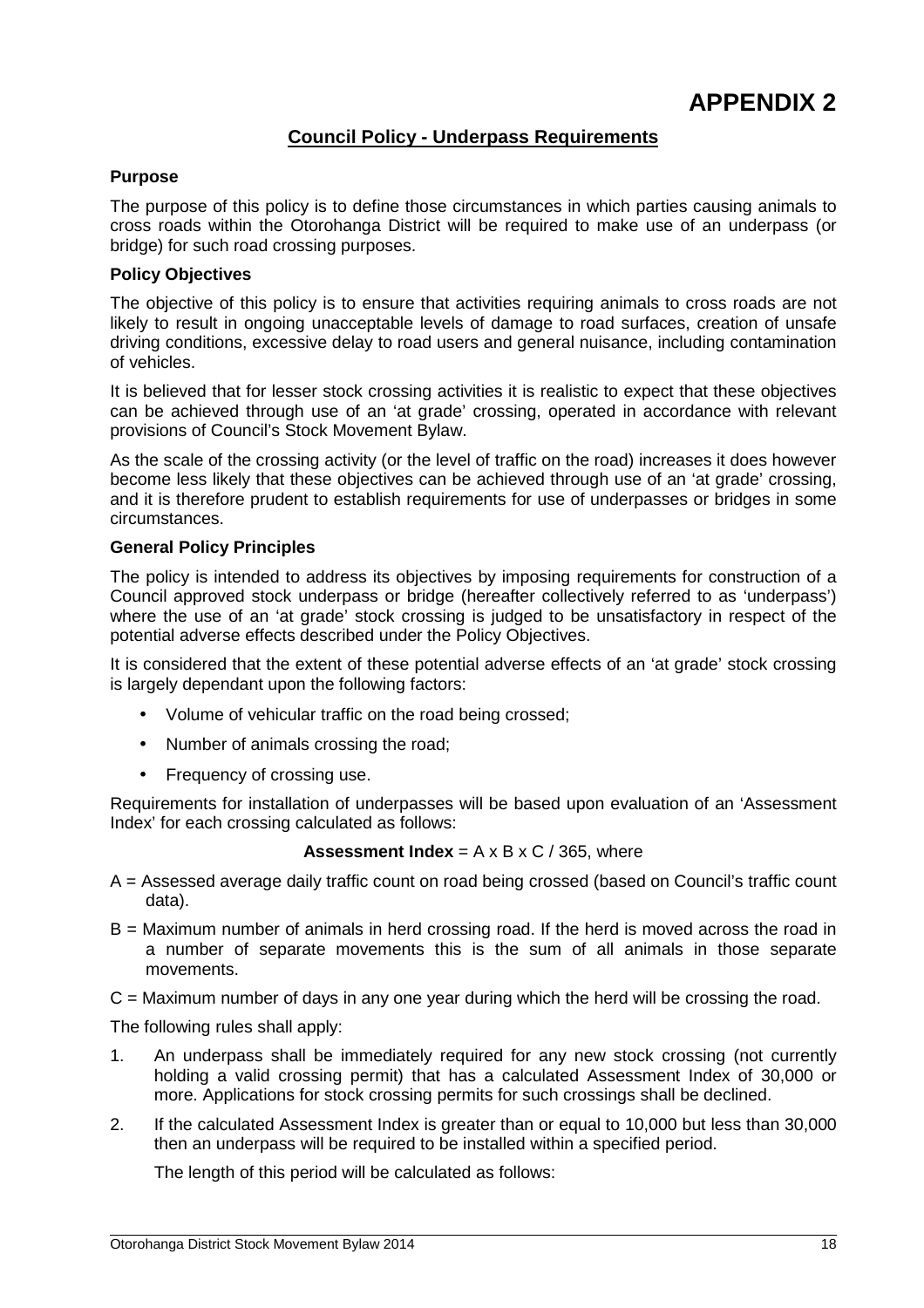# APPENDIX 2

## Council Policy - Underpass Requirements

**Purpose**

The purpose of this policy is to define those circumstances in which parties causing animals to cross roads within the Otorohanga District will be required to make use of an underpass (or bridge) for such road crossing purposes.

**Policy Objectives**

The objective of this policy is to ensure that activities requiring animals to cross roads are not likely to result in ongoing unacceptable levels of damage to road surfaces, creation of unsafe driving conditions, excessive delay to road users and general nuisance, including contamination of vehicles.

It is believed that for lesser stock crossing activities it is realistic to expect that these objectives can be achieved through use of an 'at grade' crossing, operated in accordance with relevant provisions of Council's Stock Movement Bylaw.

As the scale of the crossing activity (or the level of traffic on the road) increases it does however become less likely that these objectives can be achieved through use of an 'at grade' crossing, and it is therefore prudent to establish requirements for use of underpasses or bridges in some circumstances.

**General Policy Principles**

The policy is intended to address its objectives by imposing requirements for construction of a Council approved stock underpass or bridge (hereafter collectively referred to as 'underpass') where the use of an 'at grade' stock crossing is judged to be unsatisfactory in respect of the potential adverse effects described under the Policy Objectives.

It is considered that the extent of these potential adverse effects of an 'at grade' stock crossing is largely dependant upon the following factors:

- Volume of vehicular traffic on the road being crossed;
- Number of animals crossing the road;
- Frequency of crossing use.

Requirements for installation of underpasses will be based upon evaluation of an 'Assessment Index' for each crossing calculated as follows:

**Assessment Index** = A x B x C / 365, where

A = Assessed average daily traffic count on road being crossed (based on Council's traffic count data).

B = Maximum number of animals in herd crossing road. If the herd is moved across the road in a number of separate movements this is the sum of all animals in those separate movements.

C = Maximum number of days in any one year during which the herd will be crossing the road.

The following rules shall apply:

1. An underpass shall be immediately required for any new stock crossing (not currently holding a valid crossing permit) that has a calculated Assessment Index of 30,000 or more. Applications for stock crossing permits for such crossings shall be declined.

2. If the calculated Assessment Index is greater than or equal to 10,000 but less than 30,000 then an underpass will be required to be installed within a specified period.

   The length of this period will be calculated as follows: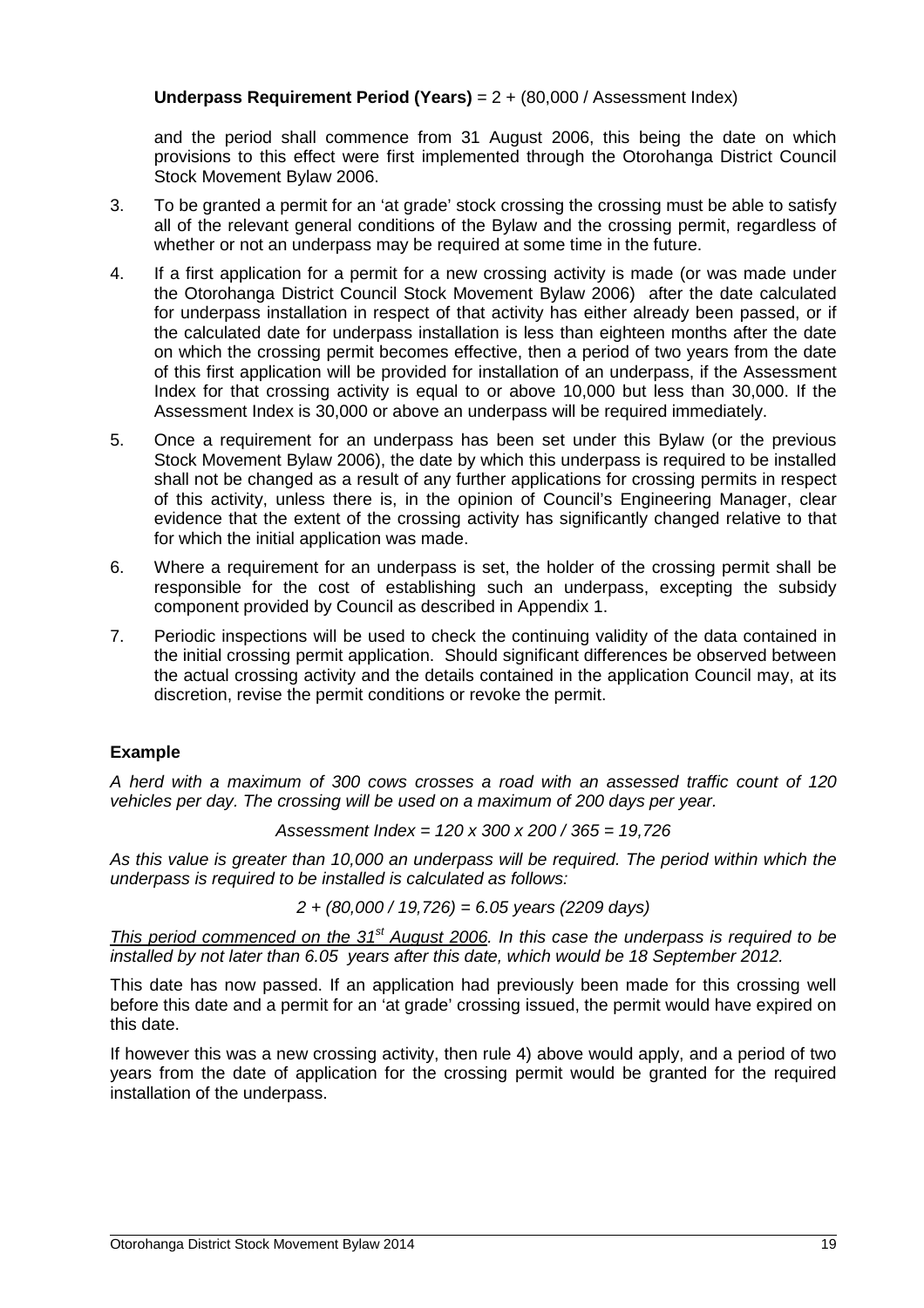**Underpass Requirement Period (Years)** = 2 + (80,000 / Assessment Index)

and the period shall commence from 31 August 2006, this being the date on which provisions to this effect were first implemented through the Otorohanga District Council Stock Movement Bylaw 2006.

3. To be granted a permit for an 'at grade' stock crossing the crossing must be able to satisfy all of the relevant general conditions of the Bylaw and the crossing permit, regardless of whether or not an underpass may be required at some time in the future.

4. If a first application for a permit for a new crossing activity is made (or was made under the Otorohanga District Council Stock Movement Bylaw 2006) after the date calculated for underpass installation in respect of that activity has either already been passed, or if the calculated date for underpass installation is less than eighteen months after the date on which the crossing permit becomes effective, then a period of two years from the date of this first application will be provided for installation of an underpass, if the Assessment Index for that crossing activity is equal to or above 10,000 but less than 30,000. If the Assessment Index is 30,000 or above an underpass will be required immediately.

5. Once a requirement for an underpass has been set under this Bylaw (or the previous Stock Movement Bylaw 2006), the date by which this underpass is required to be installed shall not be changed as a result of any further applications for crossing permits in respect of this activity, unless there is, in the opinion of Council's Engineering Manager, clear evidence that the extent of the crossing activity has significantly changed relative to that for which the initial application was made.

6. Where a requirement for an underpass is set, the holder of the crossing permit shall be responsible for the cost of establishing such an underpass, excepting the subsidy component provided by Council as described in Appendix 1.

7. Periodic inspections will be used to check the continuing validity of the data contained in the initial crossing permit application. Should significant differences be observed between the actual crossing activity and the details contained in the application Council may, at its discretion, revise the permit conditions or revoke the permit.

### Example

*A herd with a maximum of 300 cows crosses a road with an assessed traffic count of 120 vehicles per day. The crossing will be used on a maximum of 200 days per year.*

*Assessment Index = 120 x 300 x 200 / 365 = 19,726*

*As this value is greater than 10,000 an underpass will be required. The period within which the underpass is required to be installed is calculated as follows:*

*2 + (80,000 / 19,726) = 6.05 years (2209 days)*

*<u>This period commenced on the 31st August 2006</u>. In this case the underpass is required to be installed by not later than 6.05 years after this date, which would be 18 September 2012.*

This date has now passed. If an application had previously been made for this crossing well before this date and a permit for an 'at grade' crossing issued, the permit would have expired on this date.

If however this was a new crossing activity, then rule 4) above would apply, and a period of two years from the date of application for the crossing permit would be granted for the required installation of the underpass.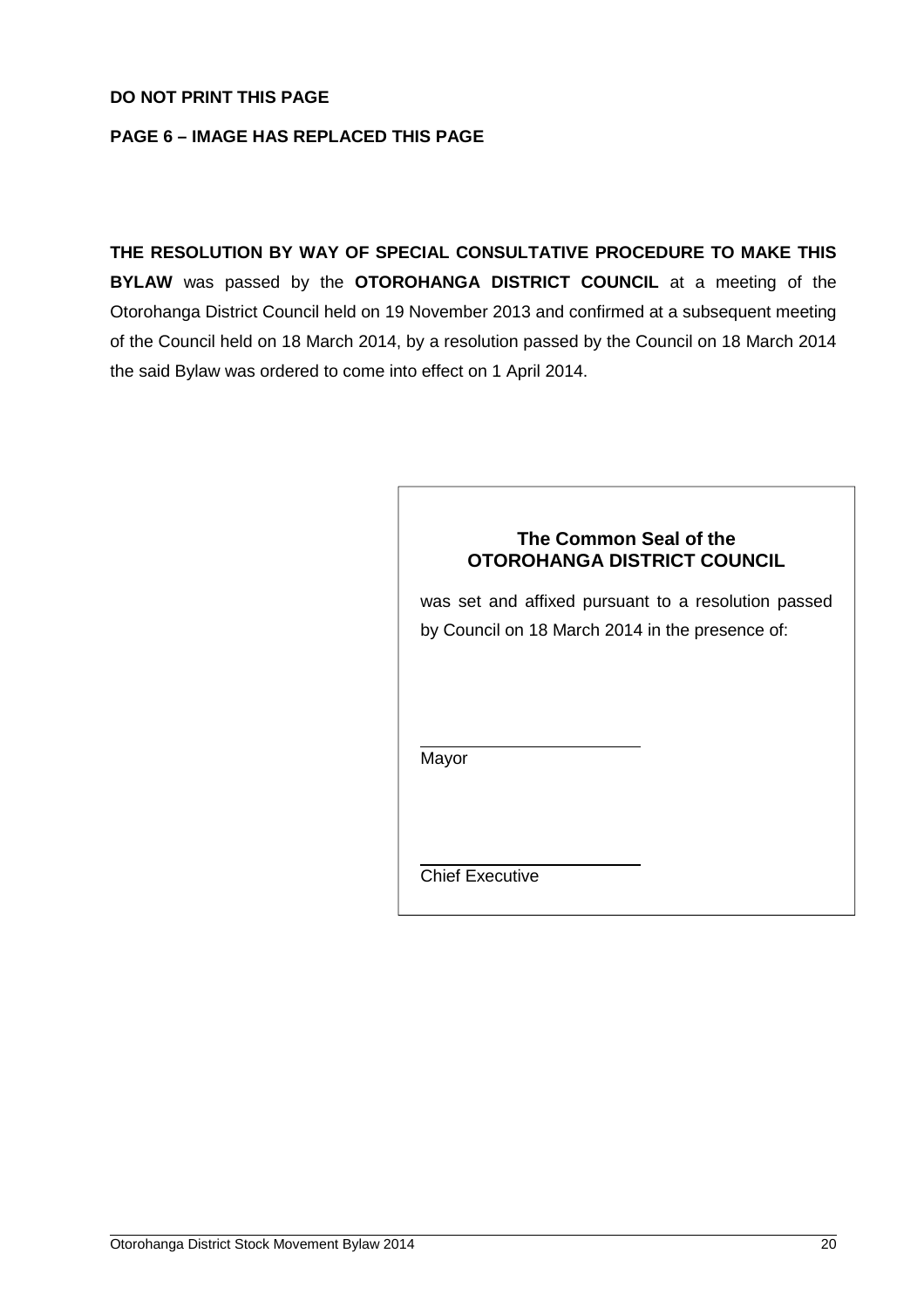**DO NOT PRINT THIS PAGE**

**PAGE 6 – IMAGE HAS REPLACED THIS PAGE**

**THE RESOLUTION BY WAY OF SPECIAL CONSULTATIVE PROCEDURE TO MAKE THIS BYLAW** was passed by the **OTOROHANGA DISTRICT COUNCIL** at a meeting of the Otorohanga District Council held on 19 November 2013 and confirmed at a subsequent meeting of the Council held on 18 March 2014, by a resolution passed by the Council on 18 March 2014 the said Bylaw was ordered to come into effect on 1 April 2014.

**The Common Seal of the OTOROHANGA DISTRICT COUNCIL**

was set and affixed pursuant to a resolution passed by Council on 18 March 2014 in the presence of:

\_\_\_\_\_\_\_\_\_\_\_\_\_\_\_\_\_\_\_\_\_\_\_\_

Mayor

\_\_\_\_\_\_\_\_\_\_\_\_\_\_\_\_\_\_\_\_\_\_\_\_

Chief Executive